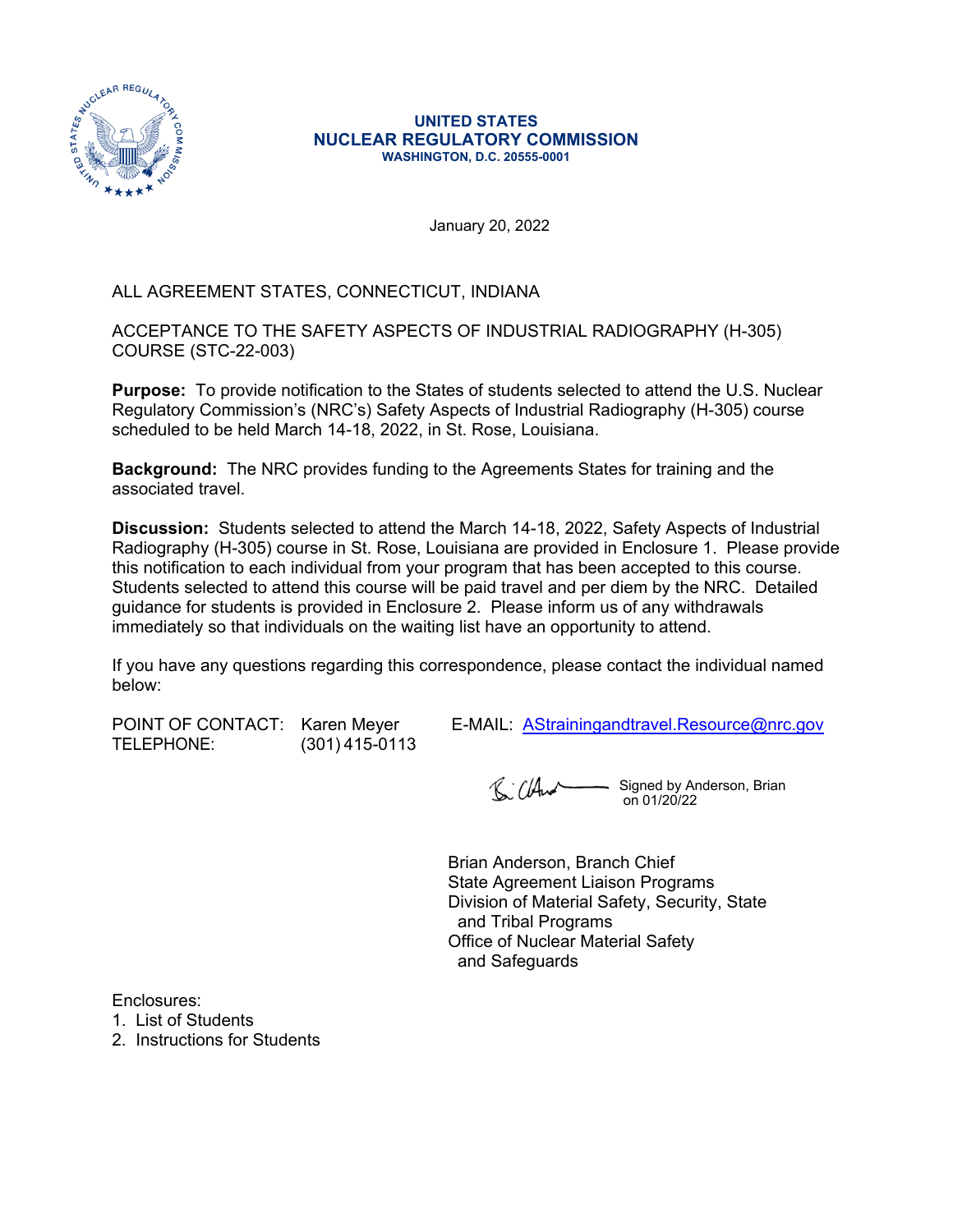**UNITED STATES**
**NUCLEAR REGULATORY COMMISSION**
**WASHINGTON, D.C. 20555-0001**

January 20, 2022

ALL AGREEMENT STATES, CONNECTICUT, INDIANA

ACCEPTANCE TO THE SAFETY ASPECTS OF INDUSTRIAL RADIOGRAPHY (H-305) COURSE (STC-22-003)

**Purpose:** To provide notification to the States of students selected to attend the U.S. Nuclear Regulatory Commission's (NRC's) Safety Aspects of Industrial Radiography (H-305) course scheduled to be held March 14-18, 2022, in St. Rose, Louisiana.

**Background:** The NRC provides funding to the Agreements States for training and the associated travel.

**Discussion:** Students selected to attend the March 14-18, 2022, Safety Aspects of Industrial Radiography (H-305) course in St. Rose, Louisiana are provided in Enclosure 1. Please provide this notification to each individual from your program that has been accepted to this course. Students selected to attend this course will be paid travel and per diem by the NRC. Detailed guidance for students is provided in Enclosure 2. Please inform us of any withdrawals immediately so that individuals on the waiting list have an opportunity to attend.

If you have any questions regarding this correspondence, please contact the individual named below:

POINT OF CONTACT: Karen Meyer E-MAIL: AStrainingandtravel.Resource@nrc.gov
TELEPHONE: (301) 415-0113

Signed by Anderson, Brian on 01/20/22

Brian Anderson, Branch Chief
State Agreement Liaison Programs
Division of Material Safety, Security, State and Tribal Programs
Office of Nuclear Material Safety and Safeguards

Enclosures:
1. List of Students
2. Instructions for Students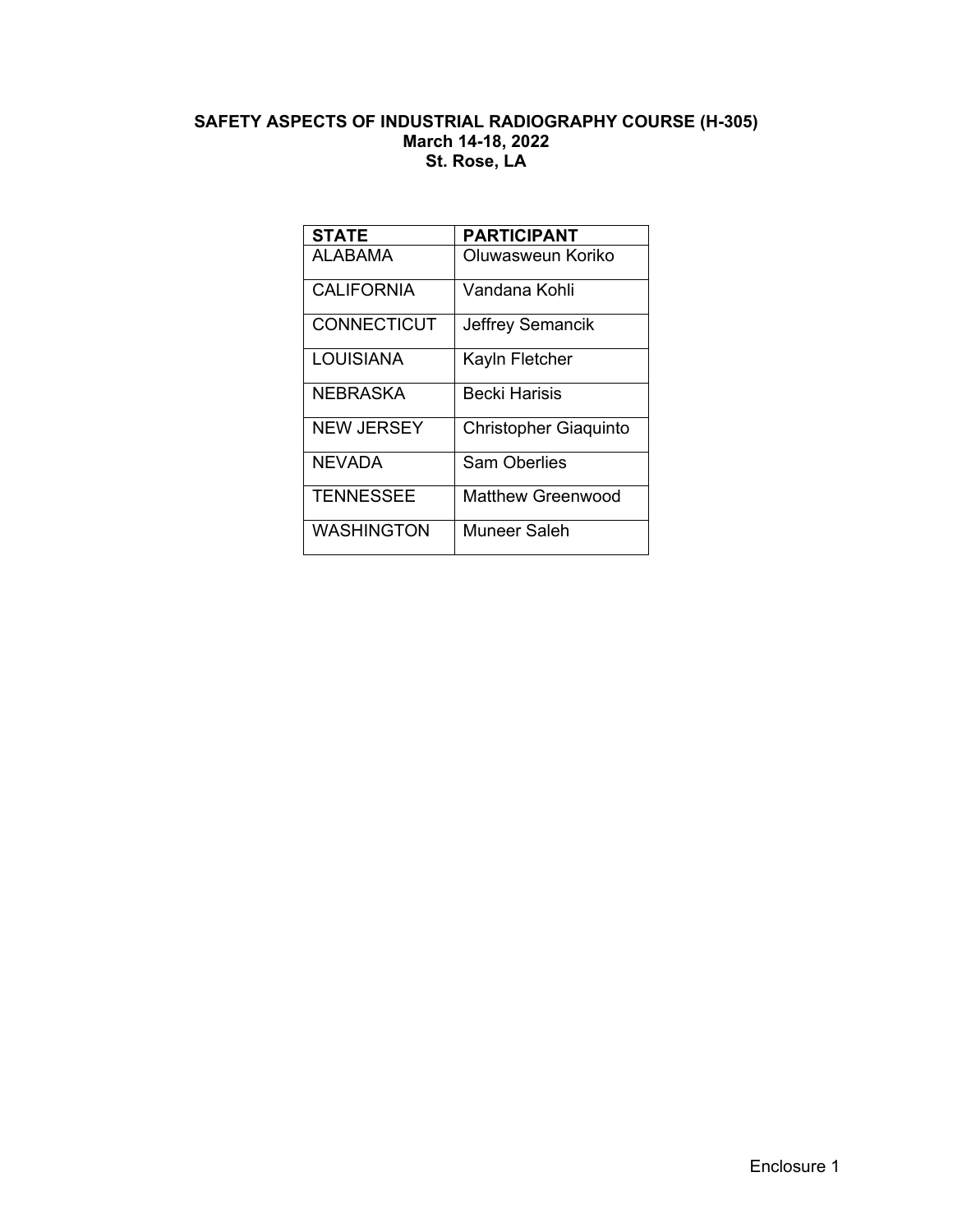**SAFETY ASPECTS OF INDUSTRIAL RADIOGRAPHY COURSE (H-305)**
**March 14-18, 2022**
**St. Rose, LA**

| STATE | PARTICIPANT |
|---|---|
| ALABAMA | Oluwasweun Koriko |
| CALIFORNIA | Vandana Kohli |
| CONNECTICUT | Jeffrey Semancik |
| LOUISIANA | Kayln Fletcher |
| NEBRASKA | Becki Harisis |
| NEW JERSEY | Christopher Giaquinto |
| NEVADA | Sam Oberlies |
| TENNESSEE | Matthew Greenwood |
| WASHINGTON | Muneer Saleh |

Enclosure 1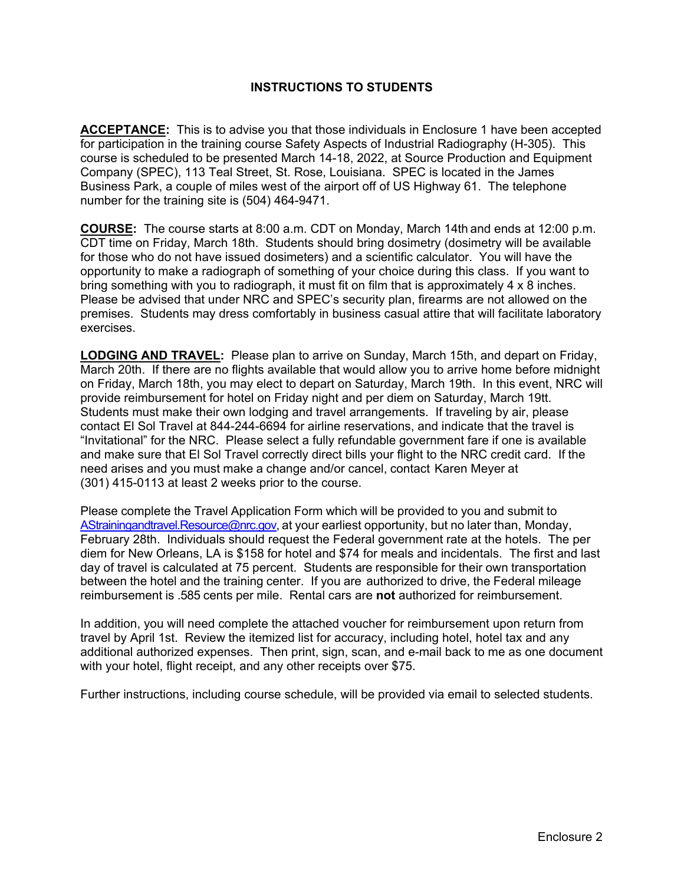## INSTRUCTIONS TO STUDENTS

**ACCEPTANCE:** This is to advise you that those individuals in Enclosure 1 have been accepted for participation in the training course Safety Aspects of Industrial Radiography (H-305). This course is scheduled to be presented March 14-18, 2022, at Source Production and Equipment Company (SPEC), 113 Teal Street, St. Rose, Louisiana. SPEC is located in the James Business Park, a couple of miles west of the airport off of US Highway 61. The telephone number for the training site is (504) 464-9471.

**COURSE:** The course starts at 8:00 a.m. CDT on Monday, March 14th and ends at 12:00 p.m. CDT time on Friday, March 18th. Students should bring dosimetry (dosimetry will be available for those who do not have issued dosimeters) and a scientific calculator. You will have the opportunity to make a radiograph of something of your choice during this class. If you want to bring something with you to radiograph, it must fit on film that is approximately 4 x 8 inches. Please be advised that under NRC and SPEC's security plan, firearms are not allowed on the premises. Students may dress comfortably in business casual attire that will facilitate laboratory exercises.

**LODGING AND TRAVEL:** Please plan to arrive on Sunday, March 15th, and depart on Friday, March 20th. If there are no flights available that would allow you to arrive home before midnight on Friday, March 18th, you may elect to depart on Saturday, March 19th. In this event, NRC will provide reimbursement for hotel on Friday night and per diem on Saturday, March 19tt. Students must make their own lodging and travel arrangements. If traveling by air, please contact El Sol Travel at 844-244-6694 for airline reservations, and indicate that the travel is "Invitational" for the NRC. Please select a fully refundable government fare if one is available and make sure that El Sol Travel correctly direct bills your flight to the NRC credit card. If the need arises and you must make a change and/or cancel, contact Karen Meyer at (301) 415-0113 at least 2 weeks prior to the course.

Please complete the Travel Application Form which will be provided to you and submit to AStrainingandtravel.Resource@nrc.gov, at your earliest opportunity, but no later than, Monday, February 28th. Individuals should request the Federal government rate at the hotels. The per diem for New Orleans, LA is $158 for hotel and $74 for meals and incidentals. The first and last day of travel is calculated at 75 percent. Students are responsible for their own transportation between the hotel and the training center. If you are authorized to drive, the Federal mileage reimbursement is .585 cents per mile. Rental cars are **not** authorized for reimbursement.

In addition, you will need complete the attached voucher for reimbursement upon return from travel by April 1st. Review the itemized list for accuracy, including hotel, hotel tax and any additional authorized expenses. Then print, sign, scan, and e-mail back to me as one document with your hotel, flight receipt, and any other receipts over $75.

Further instructions, including course schedule, will be provided via email to selected students.

Enclosure 2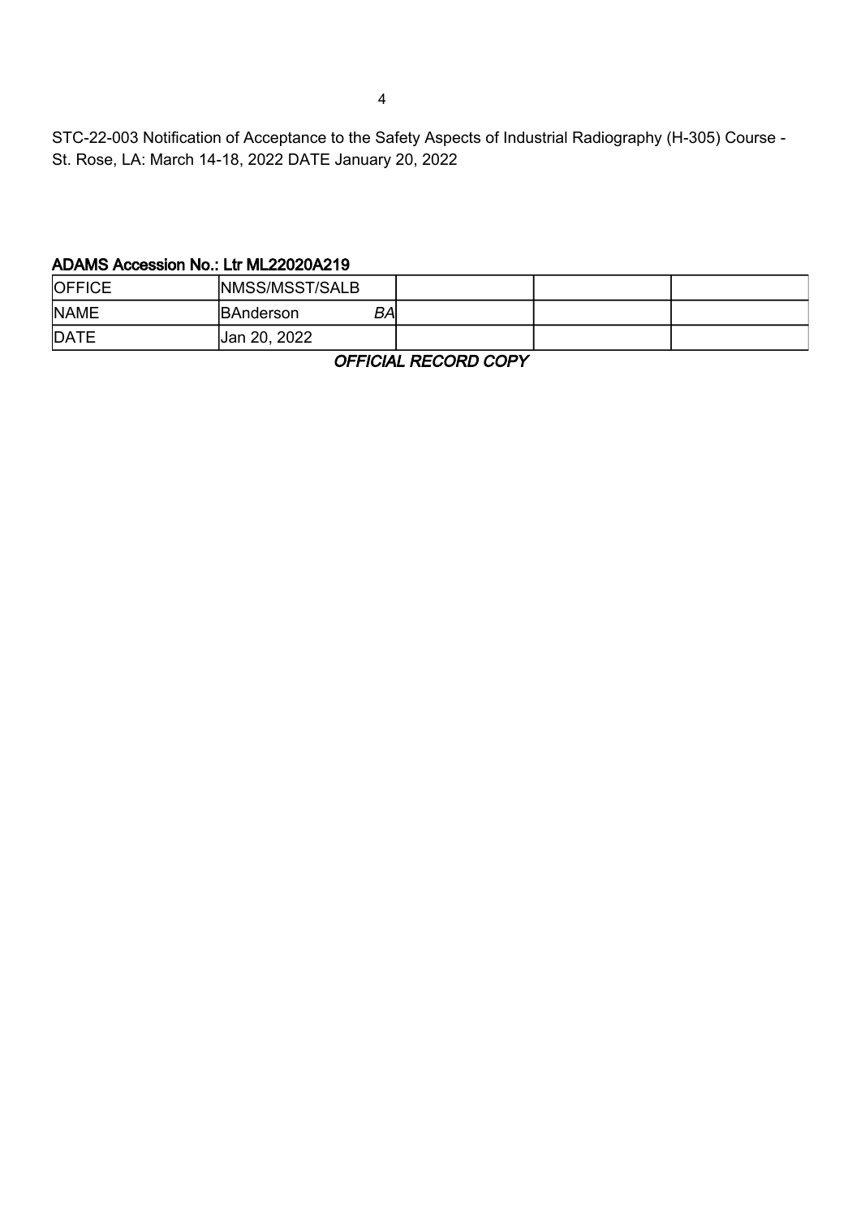STC-22-003 Notification of Acceptance to the Safety Aspects of Industrial Radiography (H-305) Course - St. Rose, LA: March 14-18, 2022 DATE January 20, 2022

**ADAMS Accession No.: Ltr ML22020A219**

| | | | | |
|---|---|---|---|---|
| OFFICE | NMSS/MSST/SALB | | | |
| NAME | BAnderson *BA* | | | |
| DATE | Jan 20, 2022 | | | |

***OFFICIAL RECORD COPY***